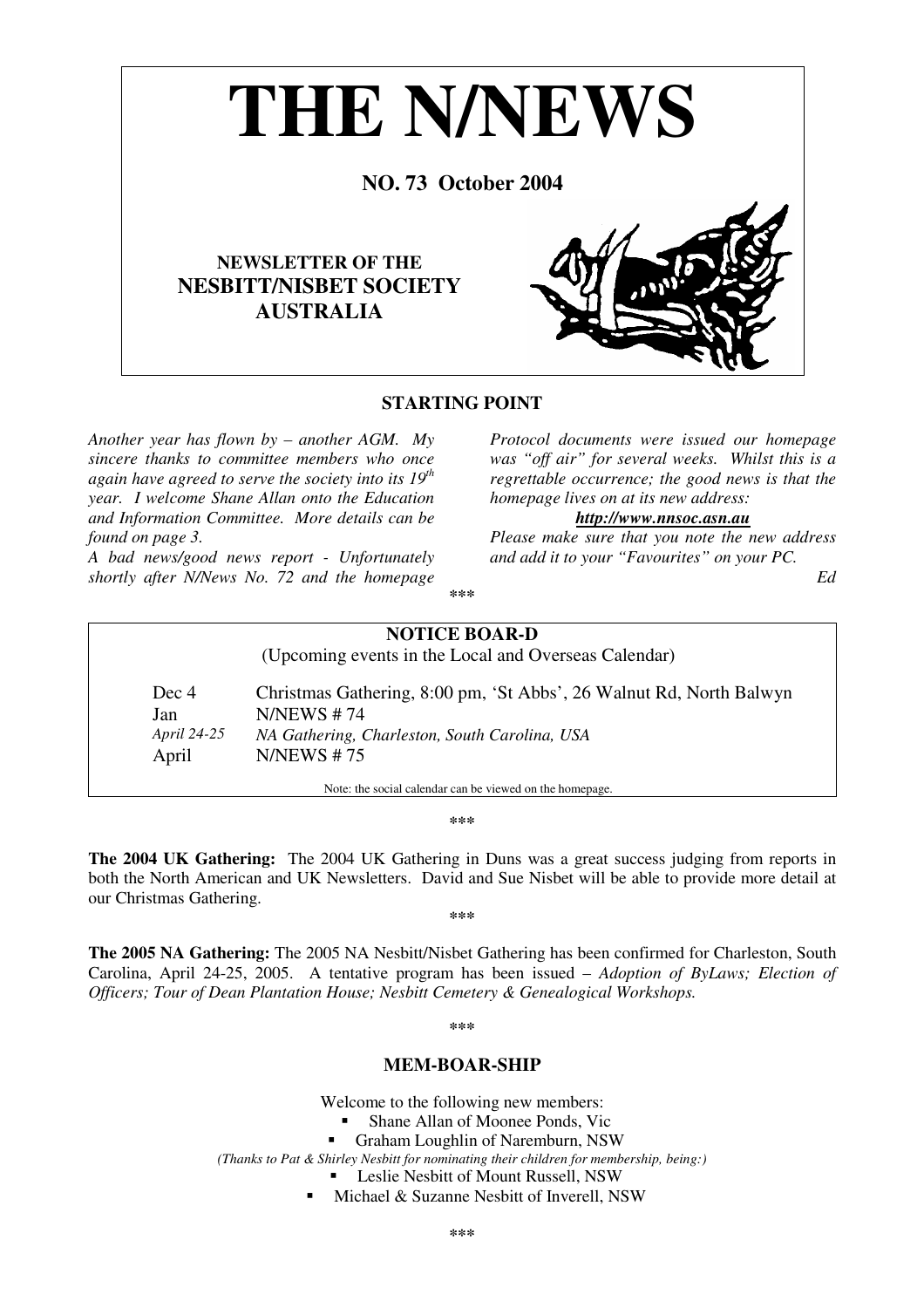# THE N/NEWS

**NO. 73 October 2004**

**NEWSLETTER OF THE NESBITT/NISBET SOCIETY AUSTRALIA**

## STARTING POINT

*Another year has flown by – another AGM. My sincere thanks to committee members who once again have agreed to serve the society into its 19th year. I welcome Shane Allan onto the Education and Information Committee. More details can be found on page 3.*

*A bad news/good news report - Unfortunately shortly after N/News No. 72 and the homepage Protocol documents were issued our homepage was "off air" for several weeks. Whilst this is a regrettable occurrence; the good news is that the homepage lives on at its new address:*

***http://www.nnsoc.asn.au***

*Please make sure that you note the new address and add it to your "Favourites" on your PC.*

*Ed*

\*\*\*

## NOTICE BOAR-D

(Upcoming events in the Local and Overseas Calendar)

| | |
|---|---|
| Dec 4 | Christmas Gathering, 8:00 pm, 'St Abbs', 26 Walnut Rd, North Balwyn |
| Jan | N/NEWS # 74 |
| *April 24-25* | *NA Gathering, Charleston, South Carolina, USA* |
| April | N/NEWS # 75 |

Note: the social calendar can be viewed on the homepage.

\*\*\*

**The 2004 UK Gathering:** The 2004 UK Gathering in Duns was a great success judging from reports in both the North American and UK Newsletters. David and Sue Nisbet will be able to provide more detail at our Christmas Gathering.

\*\*\*

**The 2005 NA Gathering:** The 2005 NA Nesbitt/Nisbet Gathering has been confirmed for Charleston, South Carolina, April 24-25, 2005. A tentative program has been issued – *Adoption of ByLaws; Election of Officers; Tour of Dean Plantation House; Nesbitt Cemetery & Genealogical Workshops.*

\*\*\*

## MEM-BOAR-SHIP

Welcome to the following new members:

- Shane Allan of Moonee Ponds, Vic
- Graham Loughlin of Naremburn, NSW

*(Thanks to Pat & Shirley Nesbitt for nominating their children for membership, being:)*

- Leslie Nesbitt of Mount Russell, NSW
- Michael & Suzanne Nesbitt of Inverell, NSW

\*\*\*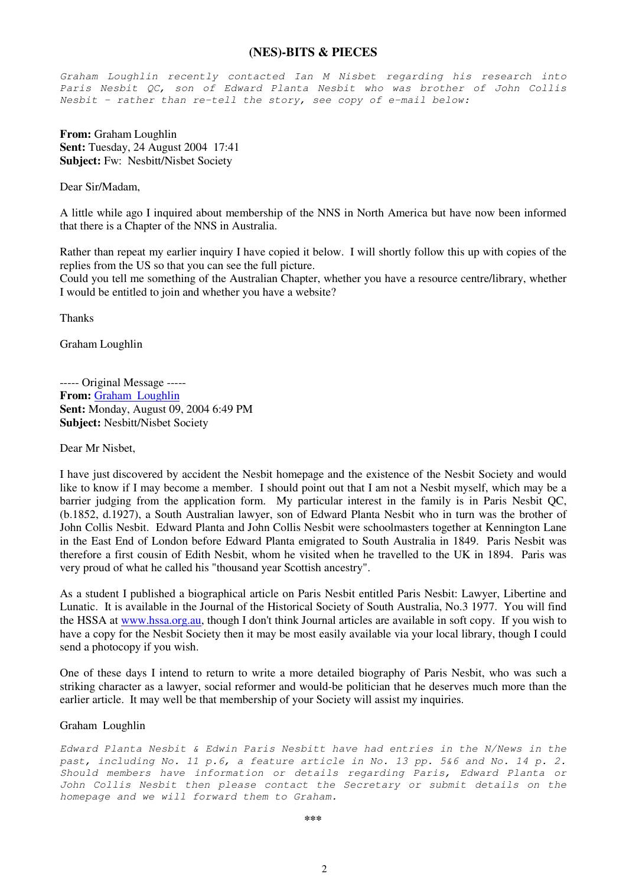## (NES)-BITS & PIECES

*Graham Loughlin recently contacted Ian M Nisbet regarding his research into Paris Nesbit QC, son of Edward Planta Nesbit who was brother of John Collis Nesbit – rather than re-tell the story, see copy of e-mail below:*

**From:** Graham Loughlin
**Sent:** Tuesday, 24 August 2004 17:41
**Subject:** Fw: Nesbitt/Nisbet Society

Dear Sir/Madam,

A little while ago I inquired about membership of the NNS in North America but have now been informed that there is a Chapter of the NNS in Australia.

Rather than repeat my earlier inquiry I have copied it below. I will shortly follow this up with copies of the replies from the US so that you can see the full picture.
Could you tell me something of the Australian Chapter, whether you have a resource centre/library, whether I would be entitled to join and whether you have a website?

Thanks

Graham Loughlin

----- Original Message -----
**From:** Graham Loughlin
**Sent:** Monday, August 09, 2004 6:49 PM
**Subject:** Nesbitt/Nisbet Society

Dear Mr Nisbet,

I have just discovered by accident the Nesbit homepage and the existence of the Nesbit Society and would like to know if I may become a member. I should point out that I am not a Nesbit myself, which may be a barrier judging from the application form. My particular interest in the family is in Paris Nesbit QC, (b.1852, d.1927), a South Australian lawyer, son of Edward Planta Nesbit who in turn was the brother of John Collis Nesbit. Edward Planta and John Collis Nesbit were schoolmasters together at Kennington Lane in the East End of London before Edward Planta emigrated to South Australia in 1849. Paris Nesbit was therefore a first cousin of Edith Nesbit, whom he visited when he travelled to the UK in 1894. Paris was very proud of what he called his "thousand year Scottish ancestry".

As a student I published a biographical article on Paris Nesbit entitled Paris Nesbit: Lawyer, Libertine and Lunatic. It is available in the Journal of the Historical Society of South Australia, No.3 1977. You will find the HSSA at www.hssa.org.au, though I don't think Journal articles are available in soft copy. If you wish to have a copy for the Nesbit Society then it may be most easily available via your local library, though I could send a photocopy if you wish.

One of these days I intend to return to write a more detailed biography of Paris Nesbit, who was such a striking character as a lawyer, social reformer and would-be politician that he deserves much more than the earlier article. It may well be that membership of your Society will assist my inquiries.

Graham Loughlin

*Edward Planta Nesbit & Edwin Paris Nesbitt have had entries in the N/News in the past, including No. 11 p.6, a feature article in No. 13 pp. 5&6 and No. 14 p. 2. Should members have information or details regarding Paris, Edward Planta or John Collis Nesbit then please contact the Secretary or submit details on the homepage and we will forward them to Graham.*

\*\*\*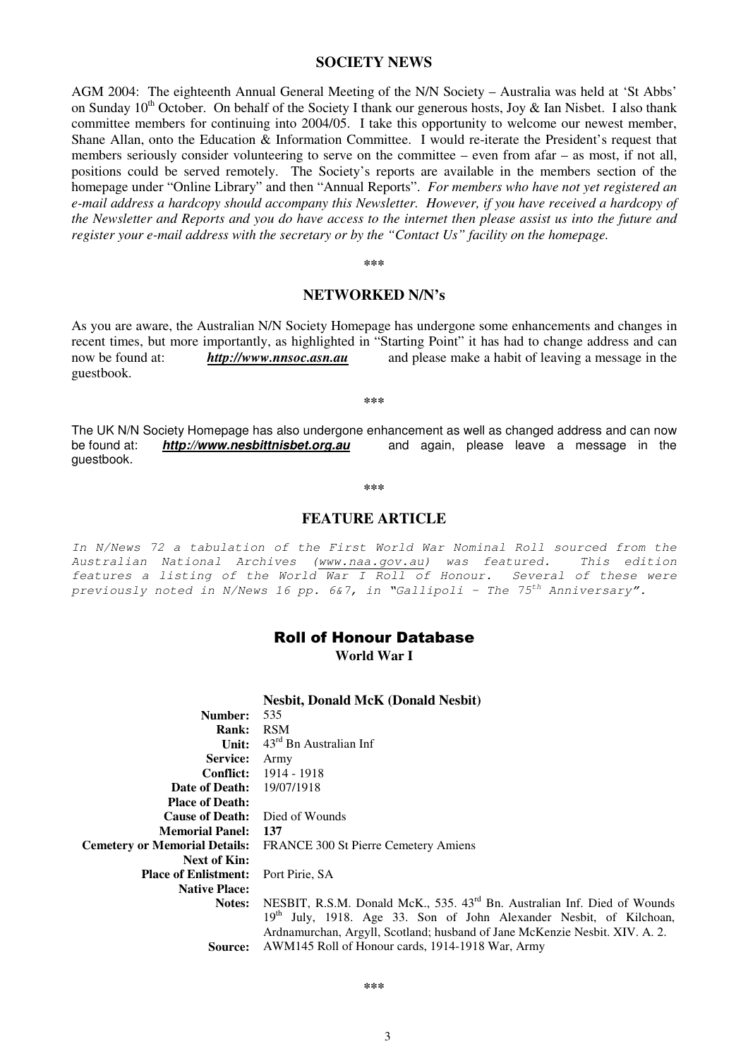## SOCIETY NEWS

AGM 2004: The eighteenth Annual General Meeting of the N/N Society – Australia was held at 'St Abbs' on Sunday 10th October. On behalf of the Society I thank our generous hosts, Joy & Ian Nisbet. I also thank committee members for continuing into 2004/05. I take this opportunity to welcome our newest member, Shane Allan, onto the Education & Information Committee. I would re-iterate the President's request that members seriously consider volunteering to serve on the committee – even from afar – as most, if not all, positions could be served remotely. The Society's reports are available in the members section of the homepage under "Online Library" and then "Annual Reports". *For members who have not yet registered an e-mail address a hardcopy should accompany this Newsletter. However, if you have received a hardcopy of the Newsletter and Reports and you do have access to the internet then please assist us into the future and register your e-mail address with the secretary or by the "Contact Us" facility on the homepage.*

\*\*\*

## NETWORKED N/N's

As you are aware, the Australian N/N Society Homepage has undergone some enhancements and changes in recent times, but more importantly, as highlighted in "Starting Point" it has had to change address and can now be found at: ***http://www.nnsoc.asn.au*** and please make a habit of leaving a message in the guestbook.

\*\*\*

The UK N/N Society Homepage has also undergone enhancement as well as changed address and can now be found at: ***http://www.nesbittnisbet.org.au*** and again, please leave a message in the guestbook.

\*\*\*

## FEATURE ARTICLE

*In N/News 72 a tabulation of the First World War Nominal Roll sourced from the Australian National Archives (www.naa.gov.au) was featured. This edition features a listing of the World War I Roll of Honour. Several of these were previously noted in N/News 16 pp. 6&7, in "Gallipoli – The 75th Anniversary".*

### Roll of Honour Database

**World War I**

| | **Nesbit, Donald McK (Donald Nesbit)** |
|---|---|
| **Number:** | 535 |
| **Rank:** | RSM |
| **Unit:** | 43rd Bn Australian Inf |
| **Service:** | Army |
| **Conflict:** | 1914 - 1918 |
| **Date of Death:** | 19/07/1918 |
| **Place of Death:** | |
| **Cause of Death:** | Died of Wounds |
| **Memorial Panel:** | **137** |
| **Cemetery or Memorial Details:** | FRANCE 300 St Pierre Cemetery Amiens |
| **Next of Kin:** | |
| **Place of Enlistment:** | Port Pirie, SA |
| **Native Place:** | |
| **Notes:** | NESBIT, R.S.M. Donald McK., 535. 43rd Bn. Australian Inf. Died of Wounds 19th July, 1918. Age 33. Son of John Alexander Nesbit, of Kilchoan, Ardnamurchan, Argyll, Scotland; husband of Jane McKenzie Nesbit. XIV. A. 2. |
| **Source:** | AWM145 Roll of Honour cards, 1914-1918 War, Army |

\*\*\*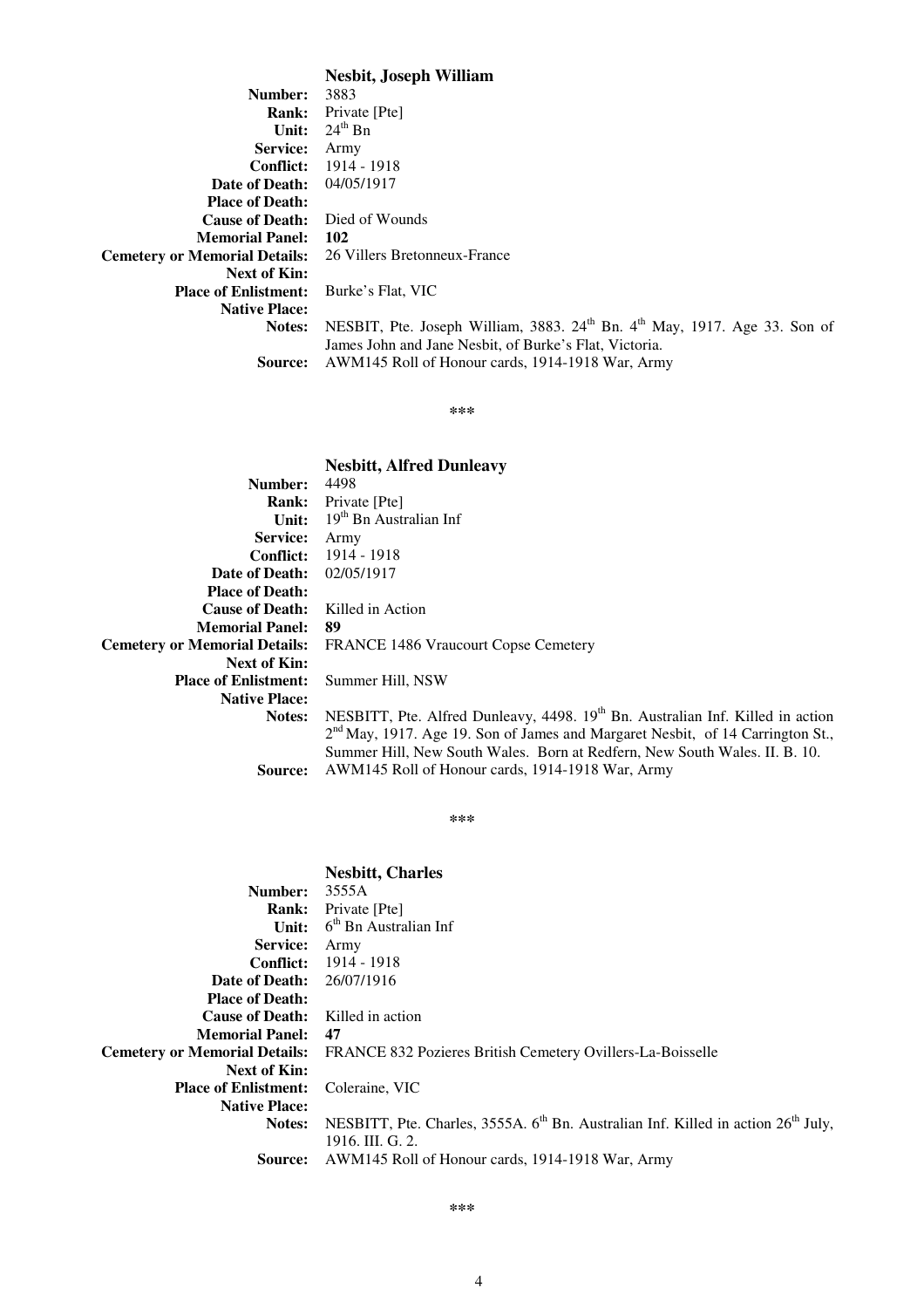### Nesbit, Joseph William

**Number:** 3883
**Rank:** Private [Pte]
**Unit:** 24th Bn
**Service:** Army
**Conflict:** 1914 - 1918
**Date of Death:** 04/05/1917
**Place of Death:**
**Cause of Death:** Died of Wounds
**Memorial Panel:** **102**
**Cemetery or Memorial Details:** 26 Villers Bretonneux-France
**Next of Kin:**
**Place of Enlistment:** Burke's Flat, VIC
**Native Place:**
**Notes:** NESBIT, Pte. Joseph William, 3883. 24th Bn. 4th May, 1917. Age 33. Son of James John and Jane Nesbit, of Burke's Flat, Victoria.
**Source:** AWM145 Roll of Honour cards, 1914-1918 War, Army

***

### Nesbitt, Alfred Dunleavy

**Number:** 4498
**Rank:** Private [Pte]
**Unit:** 19th Bn Australian Inf
**Service:** Army
**Conflict:** 1914 - 1918
**Date of Death:** 02/05/1917
**Place of Death:**
**Cause of Death:** Killed in Action
**Memorial Panel:** **89**
**Cemetery or Memorial Details:** FRANCE 1486 Vraucourt Copse Cemetery
**Next of Kin:**
**Place of Enlistment:** Summer Hill, NSW
**Native Place:**
**Notes:** NESBITT, Pte. Alfred Dunleavy, 4498. 19th Bn. Australian Inf. Killed in action 2nd May, 1917. Age 19. Son of James and Margaret Nesbit, of 14 Carrington St., Summer Hill, New South Wales. Born at Redfern, New South Wales. II. B. 10.
**Source:** AWM145 Roll of Honour cards, 1914-1918 War, Army

***

### Nesbitt, Charles

**Number:** 3555A
**Rank:** Private [Pte]
**Unit:** 6th Bn Australian Inf
**Service:** Army
**Conflict:** 1914 - 1918
**Date of Death:** 26/07/1916
**Place of Death:**
**Cause of Death:** Killed in action
**Memorial Panel:** **47**
**Cemetery or Memorial Details:** FRANCE 832 Pozieres British Cemetery Ovillers-La-Boisselle
**Next of Kin:**
**Place of Enlistment:** Coleraine, VIC
**Native Place:**
**Notes:** NESBITT, Pte. Charles, 3555A. 6th Bn. Australian Inf. Killed in action 26th July, 1916. III. G. 2.
**Source:** AWM145 Roll of Honour cards, 1914-1918 War, Army

***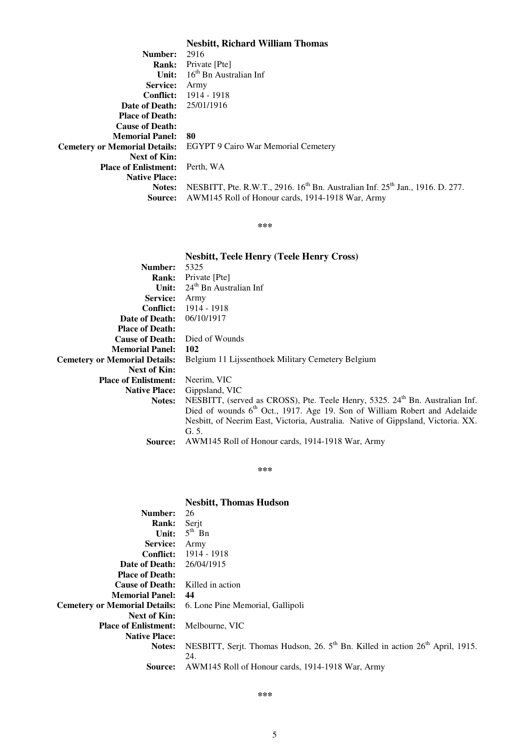### Nesbitt, Richard William Thomas

| | |
|---|---|
| **Number:** | 2916 |
| **Rank:** | Private [Pte] |
| **Unit:** | 16th Bn Australian Inf |
| **Service:** | Army |
| **Conflict:** | 1914 - 1918 |
| **Date of Death:** | 25/01/1916 |
| **Place of Death:** | |
| **Cause of Death:** | |
| **Memorial Panel:** | **80** |
| **Cemetery or Memorial Details:** | EGYPT 9 Cairo War Memorial Cemetery |
| **Next of Kin:** | |
| **Place of Enlistment:** | Perth, WA |
| **Native Place:** | |
| **Notes:** | NESBITT, Pte. R.W.T., 2916. 16th Bn. Australian Inf. 25th Jan., 1916. D. 277. |
| **Source:** | AWM145 Roll of Honour cards, 1914-1918 War, Army |

***

### Nesbitt, Teele Henry (Teele Henry Cross)

| | |
|---|---|
| **Number:** | 5325 |
| **Rank:** | Private [Pte] |
| **Unit:** | 24th Bn Australian Inf |
| **Service:** | Army |
| **Conflict:** | 1914 - 1918 |
| **Date of Death:** | 06/10/1917 |
| **Place of Death:** | |
| **Cause of Death:** | Died of Wounds |
| **Memorial Panel:** | **102** |
| **Cemetery or Memorial Details:** | Belgium 11 Lijssenthoek Military Cemetery Belgium |
| **Next of Kin:** | |
| **Place of Enlistment:** | Neerim, VIC |
| **Native Place:** | Gippsland, VIC |
| **Notes:** | NESBITT, (served as CROSS), Pte. Teele Henry, 5325. 24th Bn. Australian Inf. Died of wounds 6th Oct., 1917. Age 19. Son of William Robert and Adelaide Nesbitt, of Neerim East, Victoria, Australia. Native of Gippsland, Victoria. XX. G. 5. |
| **Source:** | AWM145 Roll of Honour cards, 1914-1918 War, Army |

***

### Nesbitt, Thomas Hudson

| | |
|---|---|
| **Number:** | 26 |
| **Rank:** | Serjt |
| **Unit:** | 5th Bn |
| **Service:** | Army |
| **Conflict:** | 1914 - 1918 |
| **Date of Death:** | 26/04/1915 |
| **Place of Death:** | |
| **Cause of Death:** | Killed in action |
| **Memorial Panel:** | **44** |
| **Cemetery or Memorial Details:** | 6. Lone Pine Memorial, Gallipoli |
| **Next of Kin:** | |
| **Place of Enlistment:** | Melbourne, VIC |
| **Native Place:** | |
| **Notes:** | NESBITT, Serjt. Thomas Hudson, 26. 5th Bn. Killed in action 26th April, 1915. 24. |
| **Source:** | AWM145 Roll of Honour cards, 1914-1918 War, Army |

***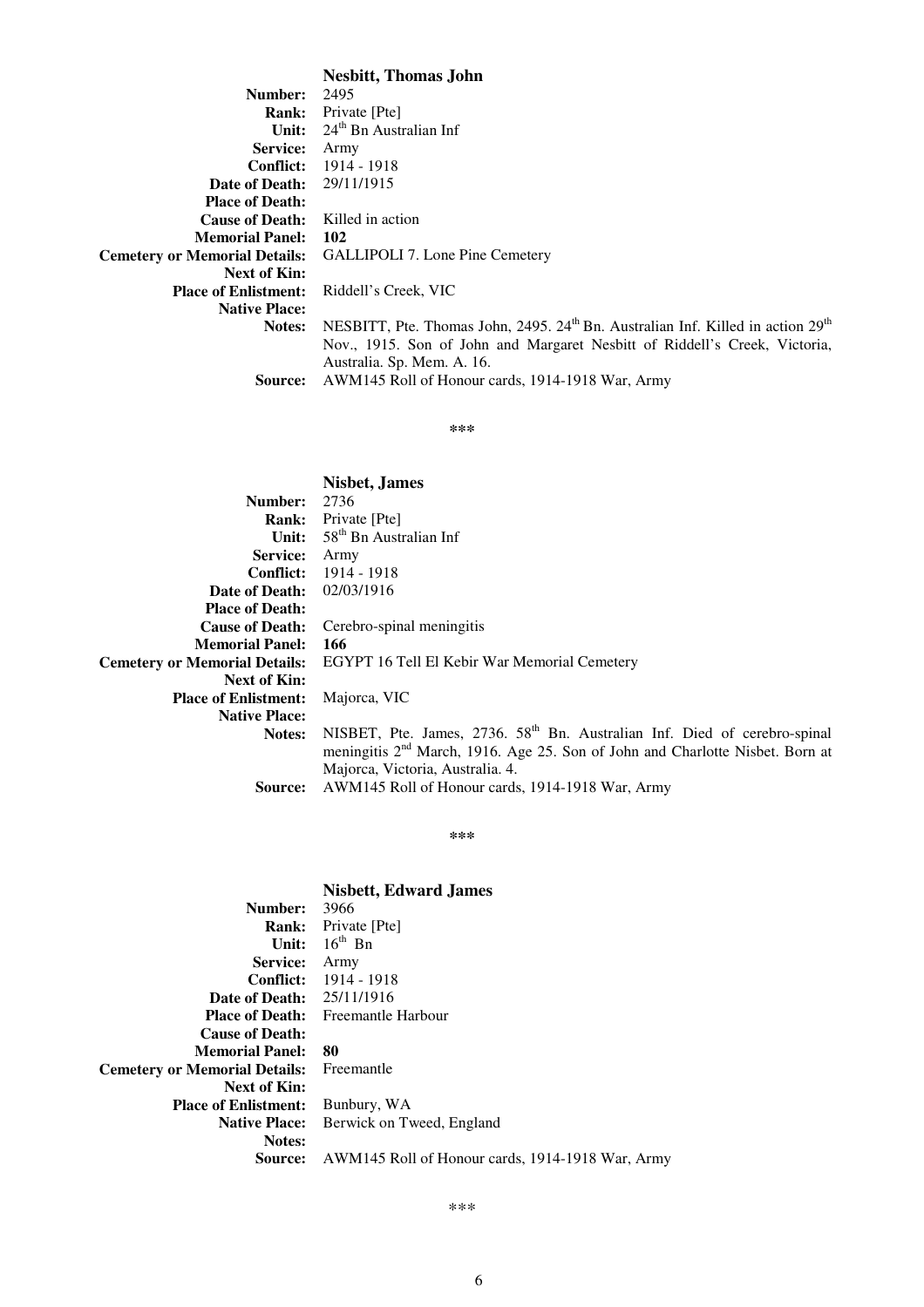**Nesbitt, Thomas John**

**Number:** 2495
**Rank:** Private [Pte]
**Unit:** 24th Bn Australian Inf
**Service:** Army
**Conflict:** 1914 - 1918
**Date of Death:** 29/11/1915
**Place of Death:**
**Cause of Death:** Killed in action
**Memorial Panel:** **102**
**Cemetery or Memorial Details:** GALLIPOLI 7. Lone Pine Cemetery
**Next of Kin:**
**Place of Enlistment:** Riddell's Creek, VIC
**Native Place:**
**Notes:** NESBITT, Pte. Thomas John, 2495. 24th Bn. Australian Inf. Killed in action 29th Nov., 1915. Son of John and Margaret Nesbitt of Riddell's Creek, Victoria, Australia. Sp. Mem. A. 16.
**Source:** AWM145 Roll of Honour cards, 1914-1918 War, Army

\*\*\*

**Nisbet, James**

**Number:** 2736
**Rank:** Private [Pte]
**Unit:** 58th Bn Australian Inf
**Service:** Army
**Conflict:** 1914 - 1918
**Date of Death:** 02/03/1916
**Place of Death:**
**Cause of Death:** Cerebro-spinal meningitis
**Memorial Panel:** **166**
**Cemetery or Memorial Details:** EGYPT 16 Tell El Kebir War Memorial Cemetery
**Next of Kin:**
**Place of Enlistment:** Majorca, VIC
**Native Place:**
**Notes:** NISBET, Pte. James, 2736. 58th Bn. Australian Inf. Died of cerebro-spinal meningitis 2nd March, 1916. Age 25. Son of John and Charlotte Nisbet. Born at Majorca, Victoria, Australia. 4.
**Source:** AWM145 Roll of Honour cards, 1914-1918 War, Army

\*\*\*

**Nisbett, Edward James**

**Number:** 3966
**Rank:** Private [Pte]
**Unit:** 16th Bn
**Service:** Army
**Conflict:** 1914 - 1918
**Date of Death:** 25/11/1916
**Place of Death:** Freemantle Harbour
**Cause of Death:**
**Memorial Panel:** **80**
**Cemetery or Memorial Details:** Freemantle
**Next of Kin:**
**Place of Enlistment:** Bunbury, WA
**Native Place:** Berwick on Tweed, England
**Notes:**
**Source:** AWM145 Roll of Honour cards, 1914-1918 War, Army

\*\*\*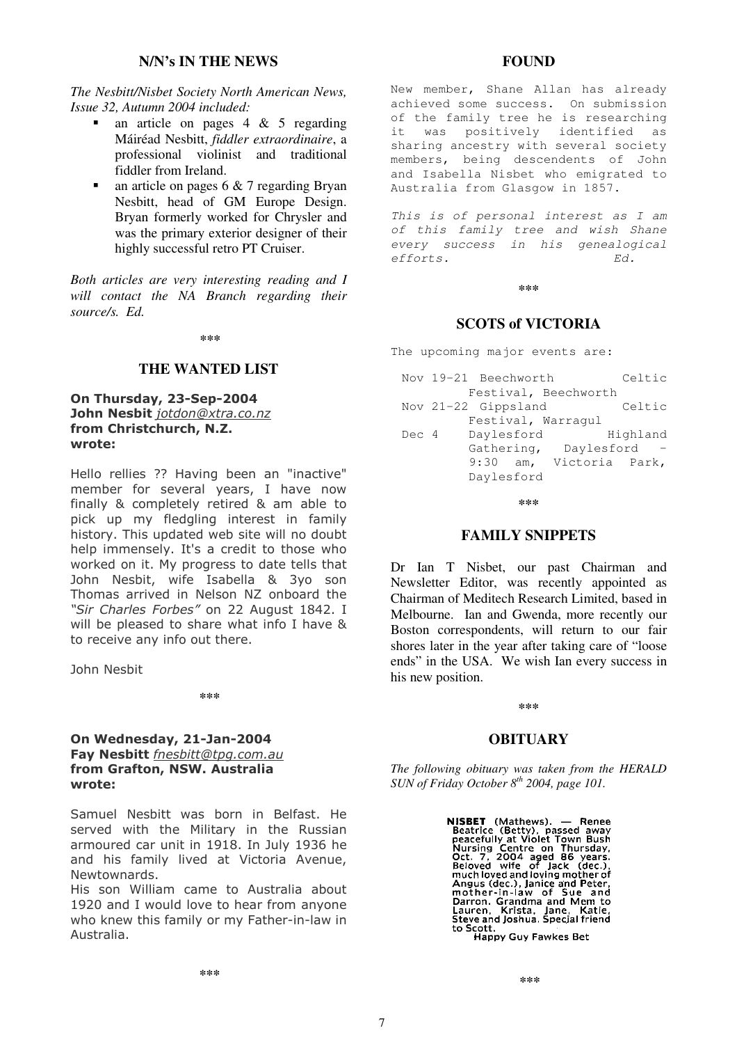## N/N's IN THE NEWS

*The Nesbitt/Nisbet Society North American News, Issue 32, Autumn 2004 included:*

- an article on pages 4 & 5 regarding Máiréad Nesbitt, *fiddler extraordinaire*, a professional violinist and traditional fiddler from Ireland.
- an article on pages 6 & 7 regarding Bryan Nesbitt, head of GM Europe Design. Bryan formerly worked for Chrysler and was the primary exterior designer of their highly successful retro PT Cruiser.

*Both articles are very interesting reading and I will contact the NA Branch regarding their source/s. Ed.*

\*\*\*

## THE WANTED LIST

**On Thursday, 23-Sep-2004**
**John Nesbit** *jotdon@xtra.co.nz*
**from Christchurch, N.Z.**
**wrote:**

Hello rellies ?? Having been an "inactive" member for several years, I have now finally & completely retired & am able to pick up my fledgling interest in family history. This updated web site will no doubt help immensely. It's a credit to those who worked on it. My progress to date tells that John Nesbit, wife Isabella & 3yo son Thomas arrived in Nelson NZ onboard the *"Sir Charles Forbes"* on 22 August 1842. I will be pleased to share what info I have & to receive any info out there.

John Nesbit

\*\*\*

**On Wednesday, 21-Jan-2004**
**Fay Nesbitt** *fnesbitt@tpg.com.au*
**from Grafton, NSW. Australia**
**wrote:**

Samuel Nesbitt was born in Belfast. He served with the Military in the Russian armoured car unit in 1918. In July 1936 he and his family lived at Victoria Avenue, Newtownards.

His son William came to Australia about 1920 and I would love to hear from anyone who knew this family or my Father-in-law in Australia.

\*\*\*

## FOUND

New member, Shane Allan has already achieved some success. On submission of the family tree he is researching it was positively identified as sharing ancestry with several society members, being descendents of John and Isabella Nisbet who emigrated to Australia from Glasgow in 1857.

*This is of personal interest as I am of this family tree and wish Shane every success in his genealogical efforts. Ed.*

\*\*\*

## SCOTS of VICTORIA

The upcoming major events are:

- Nov 19-21 Beechworth Celtic Festival, Beechworth
- Nov 21-22 Gippsland Celtic Festival, Warragul
- Dec 4 Daylesford Highland Gathering, Daylesford - 9:30 am, Victoria Park, Daylesford

\*\*\*

## FAMILY SNIPPETS

Dr Ian T Nisbet, our past Chairman and Newsletter Editor, was recently appointed as Chairman of Meditech Research Limited, based in Melbourne. Ian and Gwenda, more recently our Boston correspondents, will return to our fair shores later in the year after taking care of "loose ends" in the USA. We wish Ian every success in his new position.

\*\*\*

## OBITUARY

*The following obituary was taken from the HERALD SUN of Friday October 8th 2004, page 101.*

**NISBET** (Mathews). — Renee Beatrice (Betty), passed away peacefully at Violet Town Bush Nursing Centre on Thursday, Oct. 7, 2004 aged 86 years. Beloved wife of Jack (dec.), much loved and loving mother of Angus (dec.), Janice and Peter, mother-in-law of Sue and Darron. Grandma and Mem to Lauren, Krista, Jane, Katie, Steve and Joshua. Special friend to Scott.
Happy Guy Fawkes Bet

\*\*\*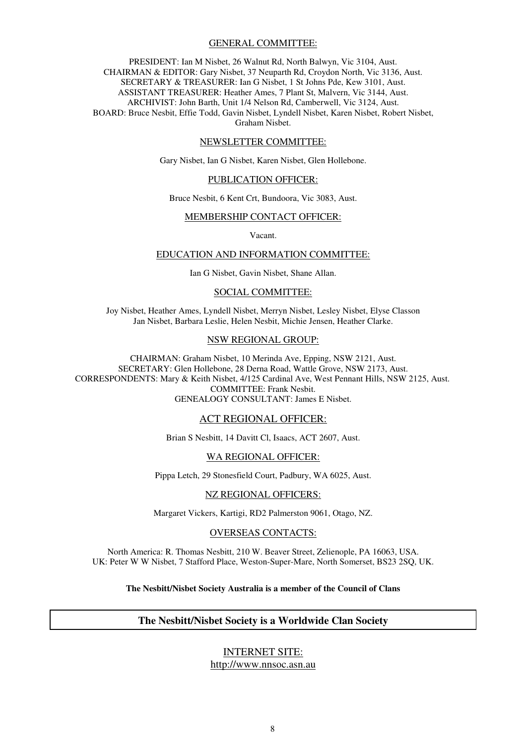## GENERAL COMMITTEE:

PRESIDENT: Ian M Nisbet, 26 Walnut Rd, North Balwyn, Vic 3104, Aust.
CHAIRMAN & EDITOR: Gary Nisbet, 37 Neuparth Rd, Croydon North, Vic 3136, Aust.
SECRETARY & TREASURER: Ian G Nisbet, 1 St Johns Pde, Kew 3101, Aust.
ASSISTANT TREASURER: Heather Ames, 7 Plant St, Malvern, Vic 3144, Aust.
ARCHIVIST: John Barth, Unit 1/4 Nelson Rd, Camberwell, Vic 3124, Aust.
BOARD: Bruce Nesbit, Effie Todd, Gavin Nisbet, Lyndell Nisbet, Karen Nisbet, Robert Nisbet, Graham Nisbet.

## NEWSLETTER COMMITTEE:

Gary Nisbet, Ian G Nisbet, Karen Nisbet, Glen Hollebone.

## PUBLICATION OFFICER:

Bruce Nesbit, 6 Kent Crt, Bundoora, Vic 3083, Aust.

## MEMBERSHIP CONTACT OFFICER:

Vacant.

## EDUCATION AND INFORMATION COMMITTEE:

Ian G Nisbet, Gavin Nisbet, Shane Allan.

## SOCIAL COMMITTEE:

Joy Nisbet, Heather Ames, Lyndell Nisbet, Merryn Nisbet, Lesley Nisbet, Elyse Classon
Jan Nisbet, Barbara Leslie, Helen Nesbit, Michie Jensen, Heather Clarke.

## NSW REGIONAL GROUP:

CHAIRMAN: Graham Nisbet, 10 Merinda Ave, Epping, NSW 2121, Aust.
SECRETARY: Glen Hollebone, 28 Derna Road, Wattle Grove, NSW 2173, Aust.
CORRESPONDENTS: Mary & Keith Nisbet, 4/125 Cardinal Ave, West Pennant Hills, NSW 2125, Aust.
COMMITTEE: Frank Nesbit.
GENEALOGY CONSULTANT: James E Nisbet.

## ACT REGIONAL OFFICER:

Brian S Nesbitt, 14 Davitt Cl, Isaacs, ACT 2607, Aust.

## WA REGIONAL OFFICER:

Pippa Letch, 29 Stonesfield Court, Padbury, WA 6025, Aust.

## NZ REGIONAL OFFICERS:

Margaret Vickers, Kartigi, RD2 Palmerston 9061, Otago, NZ.

## OVERSEAS CONTACTS:

North America: R. Thomas Nesbitt, 210 W. Beaver Street, Zelienople, PA 16063, USA.
UK: Peter W W Nisbet, 7 Stafford Place, Weston-Super-Mare, North Somerset, BS23 2SQ, UK.

**The Nesbitt/Nisbet Society Australia is a member of the Council of Clans**

**The Nesbitt/Nisbet Society is a Worldwide Clan Society**

## INTERNET SITE:

http://www.nnsoc.asn.au